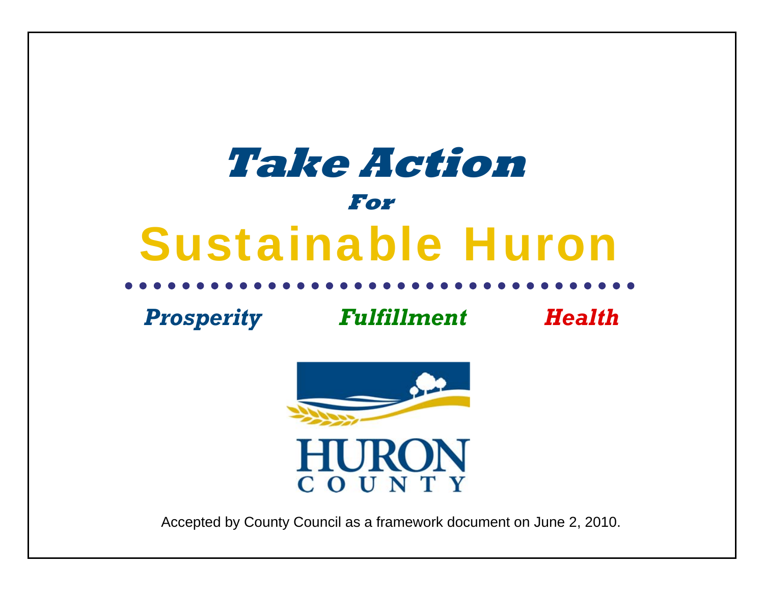# *Take Action*

### *For*

# Sustainable Huron

***Prosperity*** ***Fulfillment*** ***Health***

HURON
COUNTY

Accepted by County Council as a framework document on June 2, 2010.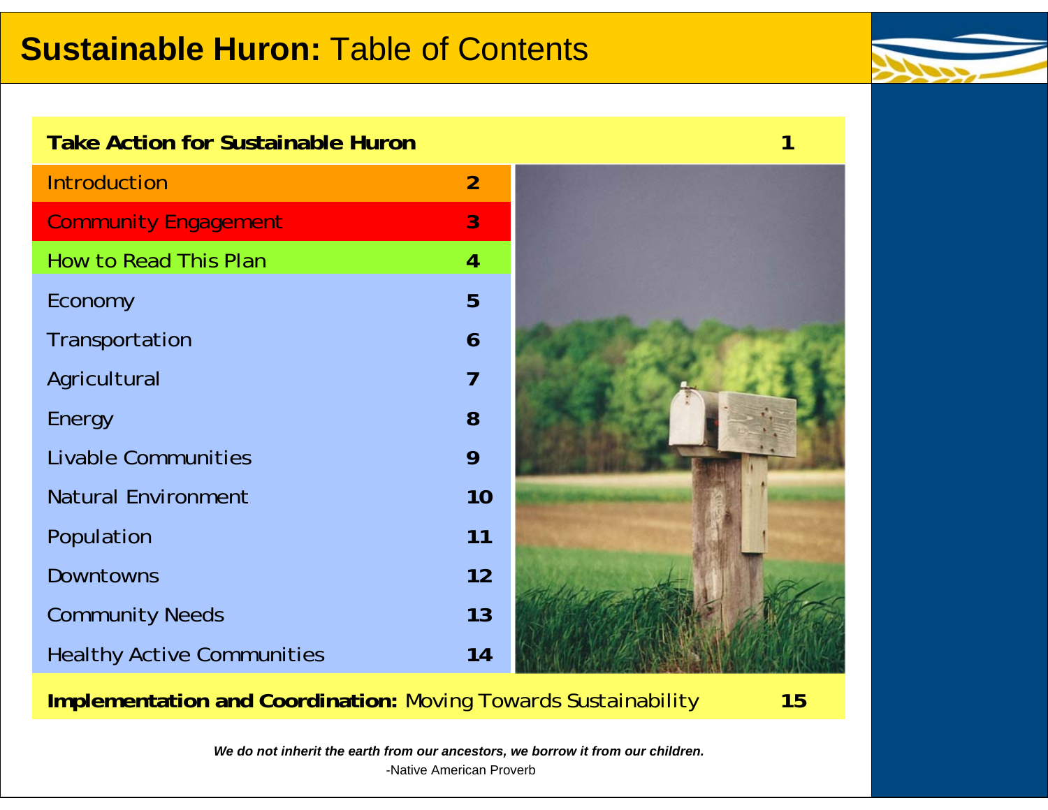# **Sustainable Huron:** Table of Contents

| Section | Page |
| --- | --- |
| **Take Action for Sustainable Huron** | **1** |
| Introduction | **2** |
| Community Engagement | **3** |
| How to Read This Plan | **4** |
| Economy | **5** |
| Transportation | **6** |
| Agricultural | **7** |
| Energy | **8** |
| Livable Communities | **9** |
| Natural Environment | **10** |
| Population | **11** |
| Downtowns | **12** |
| Community Needs | **13** |
| Healthy Active Communities | **14** |
| **Implementation and Coordination:** Moving Towards Sustainability | **15** |

***We do not inherit the earth from our ancestors, we borrow it from our children.***

-Native American Proverb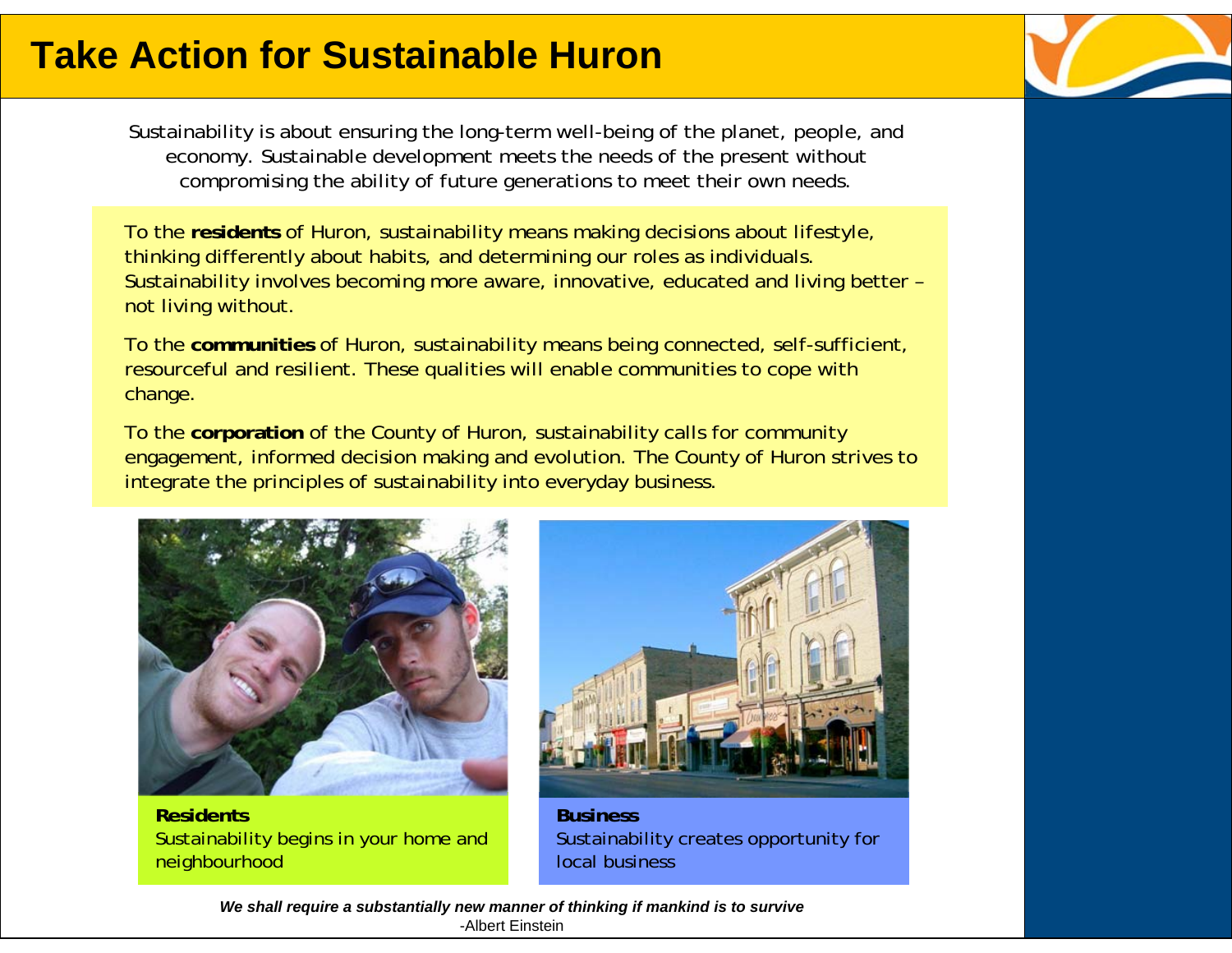# Take Action for Sustainable Huron

Sustainability is about ensuring the long-term well-being of the planet, people, and economy. Sustainable development meets the needs of the present without compromising the ability of future generations to meet their own needs.

To the **residents** of Huron, sustainability means making decisions about lifestyle, thinking differently about habits, and determining our roles as individuals. Sustainability involves becoming more aware, innovative, educated and living better – not living without.

To the **communities** of Huron, sustainability means being connected, self-sufficient, resourceful and resilient. These qualities will enable communities to cope with change.

To the **corporation** of the County of Huron, sustainability calls for community engagement, informed decision making and evolution. The County of Huron strives to integrate the principles of sustainability into everyday business.

**Residents**
Sustainability begins in your home and neighbourhood

**Business**
Sustainability creates opportunity for local business

***We shall require a substantially new manner of thinking if mankind is to survive***
-Albert Einstein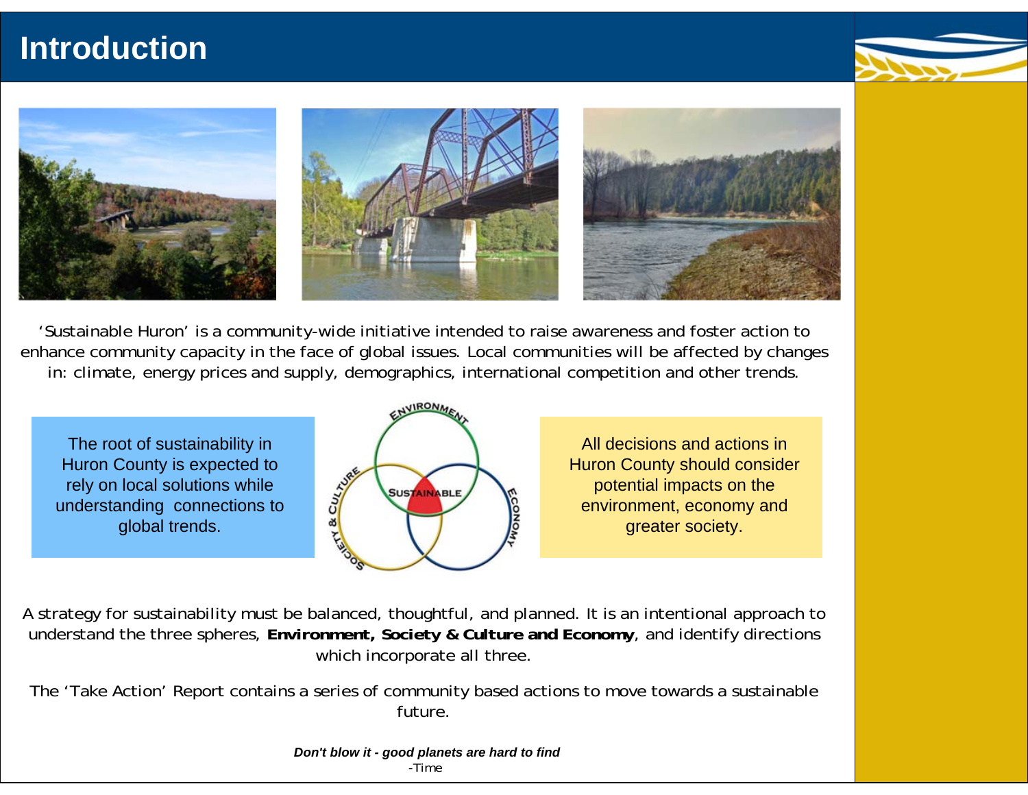# Introduction

'Sustainable Huron' is a community-wide initiative intended to raise awareness and foster action to enhance community capacity in the face of global issues. Local communities will be affected by changes in: climate, energy prices and supply, demographics, international competition and other trends.

The root of sustainability in Huron County is expected to rely on local solutions while understanding connections to global trends.

ENVIRONMENT

SOCIETY & CULTURE

ECONOMY

SUSTAINABLE

All decisions and actions in Huron County should consider potential impacts on the environment, economy and greater society.

A strategy for sustainability must be balanced, thoughtful, and planned. It is an intentional approach to understand the three spheres, **Environment, Society & Culture and Economy**, and identify directions which incorporate all three.

The 'Take Action' Report contains a series of community based actions to move towards a sustainable future.

***Don't blow it - good planets are hard to find***
-Time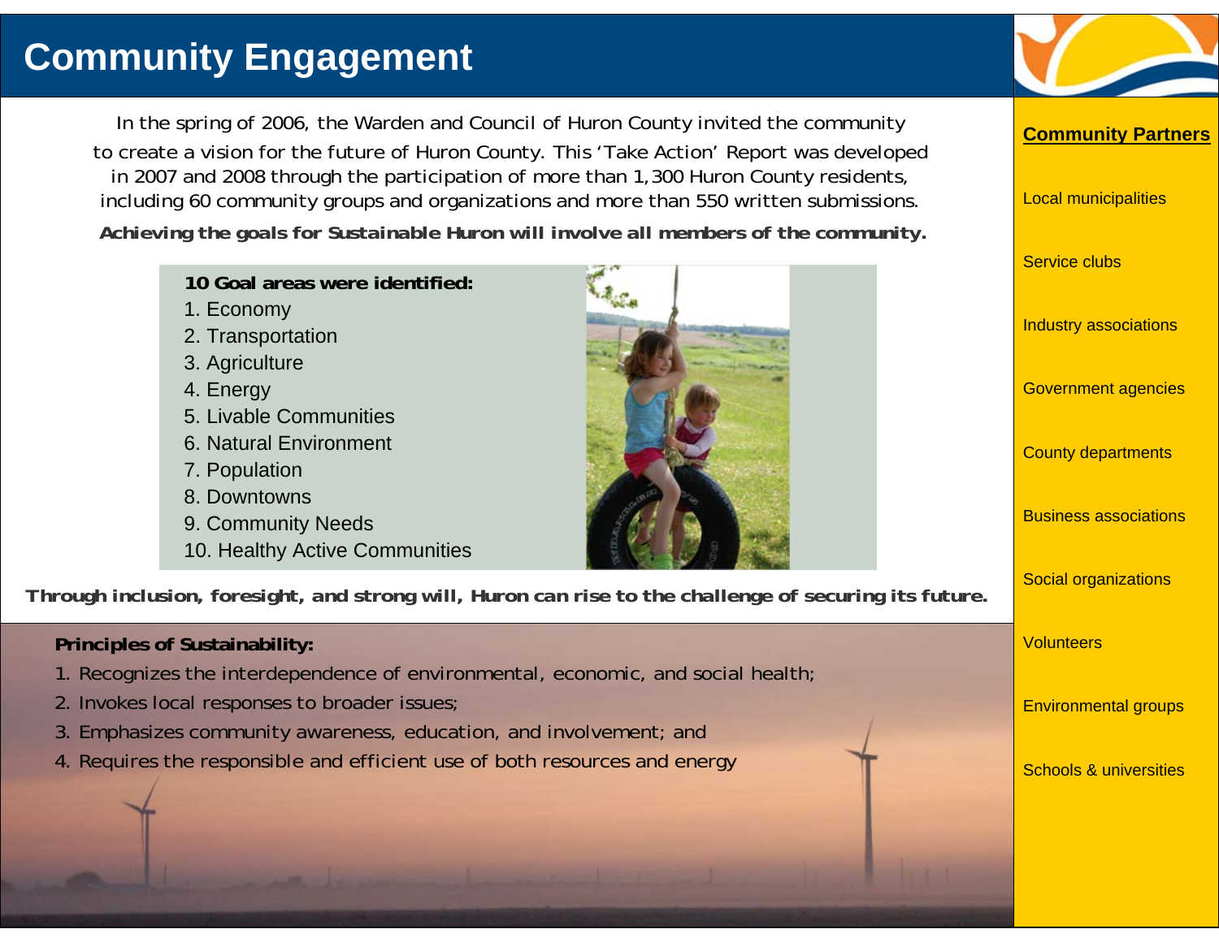# Community Engagement

In the spring of 2006, the Warden and Council of Huron County invited the community to create a vision for the future of Huron County. This 'Take Action' Report was developed in 2007 and 2008 through the participation of more than 1,300 Huron County residents, including 60 community groups and organizations and more than 550 written submissions.

**Achieving the goals for Sustainable Huron will involve all members of the community.**

**10 Goal areas were identified:**

1. Economy
2. Transportation
3. Agriculture
4. Energy
5. Livable Communities
6. Natural Environment
7. Population
8. Downtowns
9. Community Needs
10. Healthy Active Communities

**Through inclusion, foresight, and strong will, Huron can rise to the challenge of securing its future.**

**Principles of Sustainability:**

1. Recognizes the interdependence of environmental, economic, and social health;
2. Invokes local responses to broader issues;
3. Emphasizes community awareness, education, and involvement; and
4. Requires the responsible and efficient use of both resources and energy

## Community Partners

- Local municipalities
- Service clubs
- Industry associations
- Government agencies
- County departments
- Business associations
- Social organizations
- Volunteers
- Environmental groups
- Schools & universities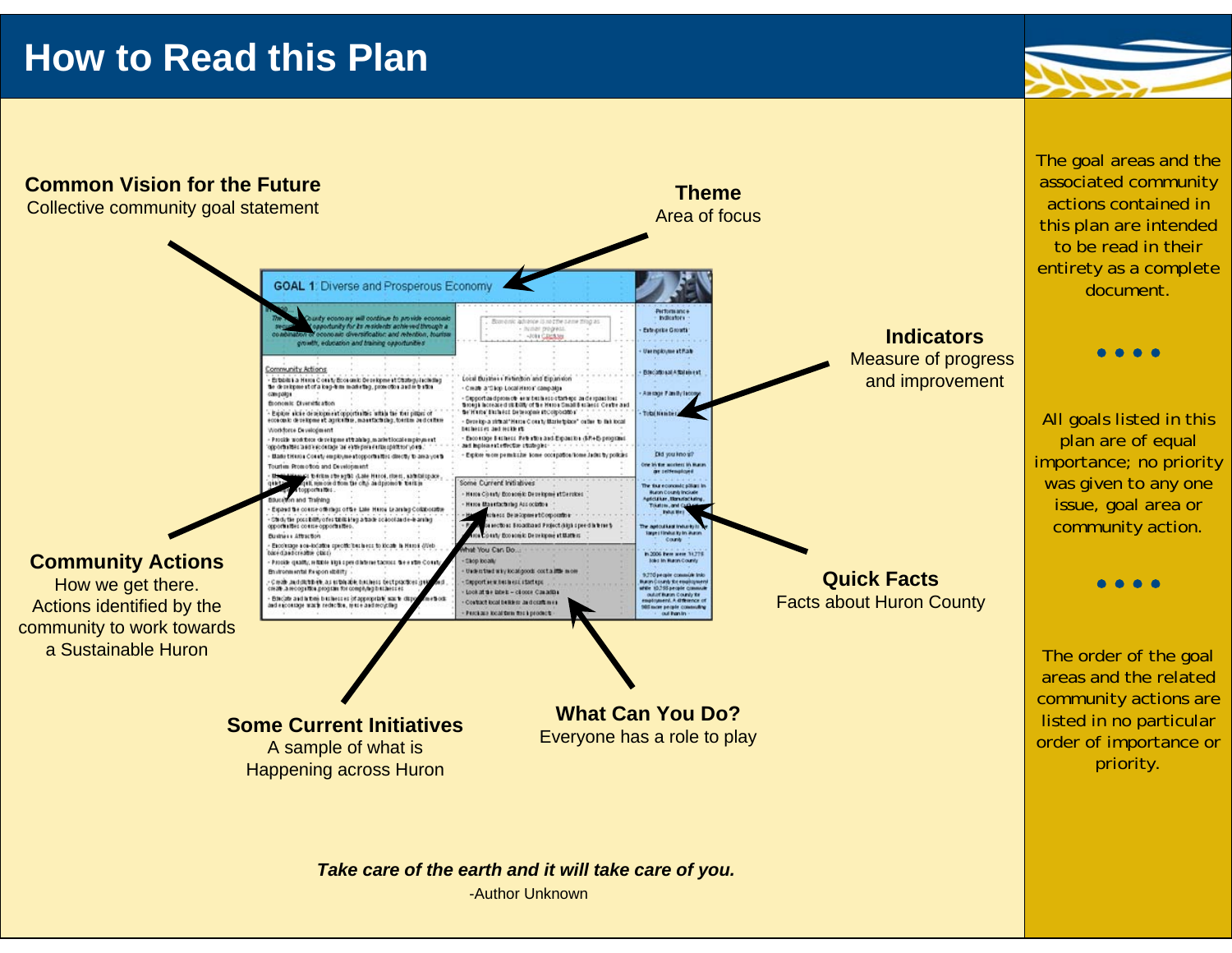# How to Read this Plan

**Common Vision for the Future**
Collective community goal statement

**Theme**
Area of focus

**Indicators**
Measure of progress and improvement

**Quick Facts**
Facts about Huron County

**Community Actions**
How we get there. Actions identified by the community to work towards a Sustainable Huron

**Some Current Initiatives**
A sample of what is Happening across Huron

**What Can You Do?**
Everyone has a role to play

*Take care of the earth and it will take care of you.*
-Author Unknown

The goal areas and the associated community actions contained in this plan are intended to be read in their entirety as a complete document.

• • • •

All goals listed in this plan are of equal importance; no priority was given to any one issue, goal area or community action.

• • • •

The order of the goal areas and the related community actions are listed in no particular order of importance or priority.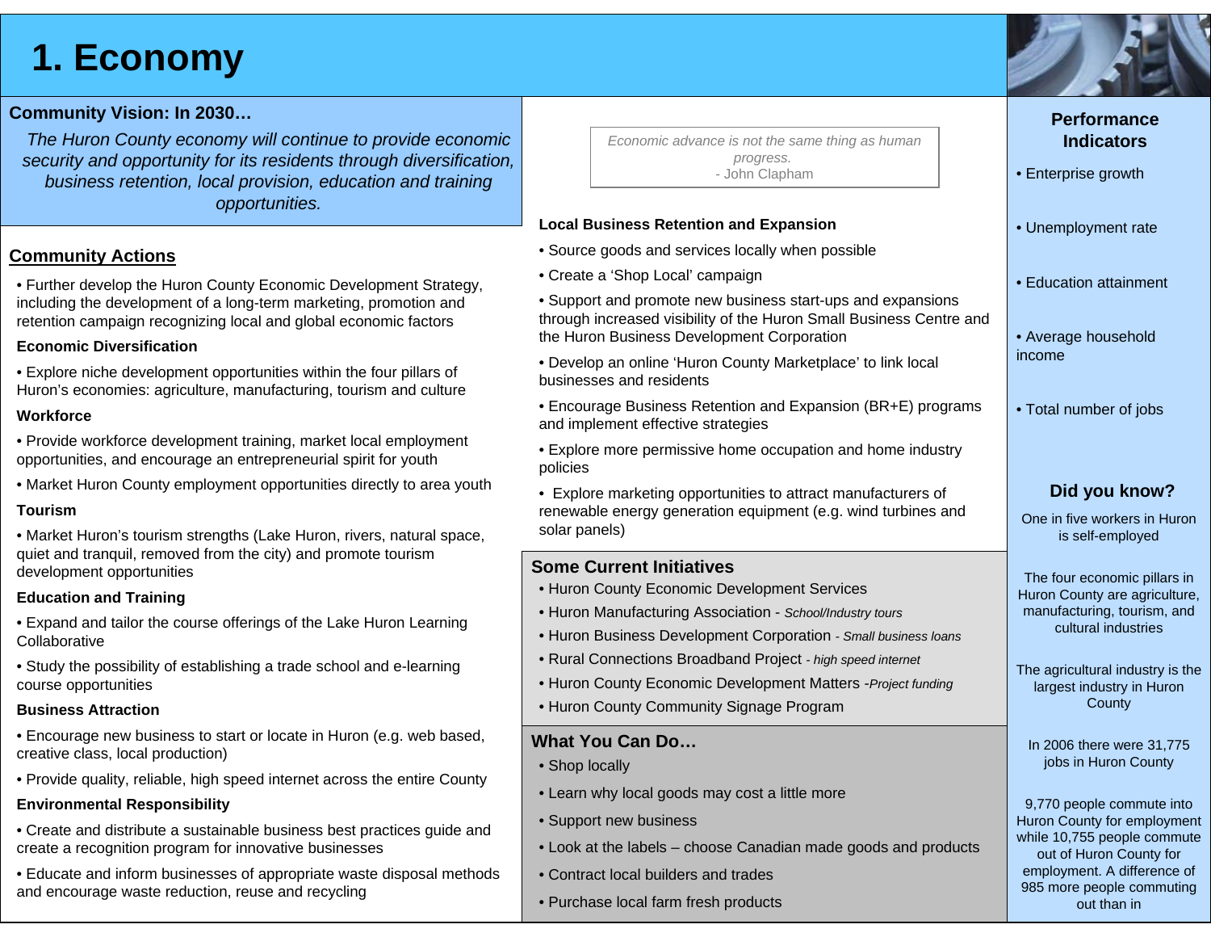# 1. Economy

## Community Vision: In 2030…

*The Huron County economy will continue to provide economic security and opportunity for its residents through diversification, business retention, local provision, education and training opportunities.*

## Community Actions

- Further develop the Huron County Economic Development Strategy, including the development of a long-term marketing, promotion and retention campaign recognizing local and global economic factors

**Economic Diversification**

- Explore niche development opportunities within the four pillars of Huron's economies: agriculture, manufacturing, tourism and culture

**Workforce**

- Provide workforce development training, market local employment opportunities, and encourage an entrepreneurial spirit for youth
- Market Huron County employment opportunities directly to area youth

**Tourism**

- Market Huron's tourism strengths (Lake Huron, rivers, natural space, quiet and tranquil, removed from the city) and promote tourism development opportunities

**Education and Training**

- Expand and tailor the course offerings of the Lake Huron Learning Collaborative
- Study the possibility of establishing a trade school and e-learning course opportunities

**Business Attraction**

- Encourage new business to start or locate in Huron (e.g. web based, creative class, local production)
- Provide quality, reliable, high speed internet across the entire County

**Environmental Responsibility**

- Create and distribute a sustainable business best practices guide and create a recognition program for innovative businesses
- Educate and inform businesses of appropriate waste disposal methods and encourage waste reduction, reuse and recycling

> *Economic advance is not the same thing as human progress.*
> - John Clapham

**Local Business Retention and Expansion**

- Source goods and services locally when possible
- Create a 'Shop Local' campaign
- Support and promote new business start-ups and expansions through increased visibility of the Huron Small Business Centre and the Huron Business Development Corporation
- Develop an online 'Huron County Marketplace' to link local businesses and residents
- Encourage Business Retention and Expansion (BR+E) programs and implement effective strategies
- Explore more permissive home occupation and home industry policies
- Explore marketing opportunities to attract manufacturers of renewable energy generation equipment (e.g. wind turbines and solar panels)

## Some Current Initiatives

- Huron County Economic Development Services
- Huron Manufacturing Association - *School/Industry tours*
- Huron Business Development Corporation - *Small business loans*
- Rural Connections Broadband Project - *high speed internet*
- Huron County Economic Development Matters -*Project funding*
- Huron County Community Signage Program

## What You Can Do…

- Shop locally
- Learn why local goods may cost a little more
- Support new business
- Look at the labels – choose Canadian made goods and products
- Contract local builders and trades
- Purchase local farm fresh products

## Performance Indicators

- Enterprise growth
- Unemployment rate
- Education attainment
- Average household income
- Total number of jobs

## Did you know?

One in five workers in Huron is self-employed

The four economic pillars in Huron County are agriculture, manufacturing, tourism, and cultural industries

The agricultural industry is the largest industry in Huron County

In 2006 there were 31,775 jobs in Huron County

9,770 people commute into Huron County for employment while 10,755 people commute out of Huron County for employment. A difference of 985 more people commuting out than in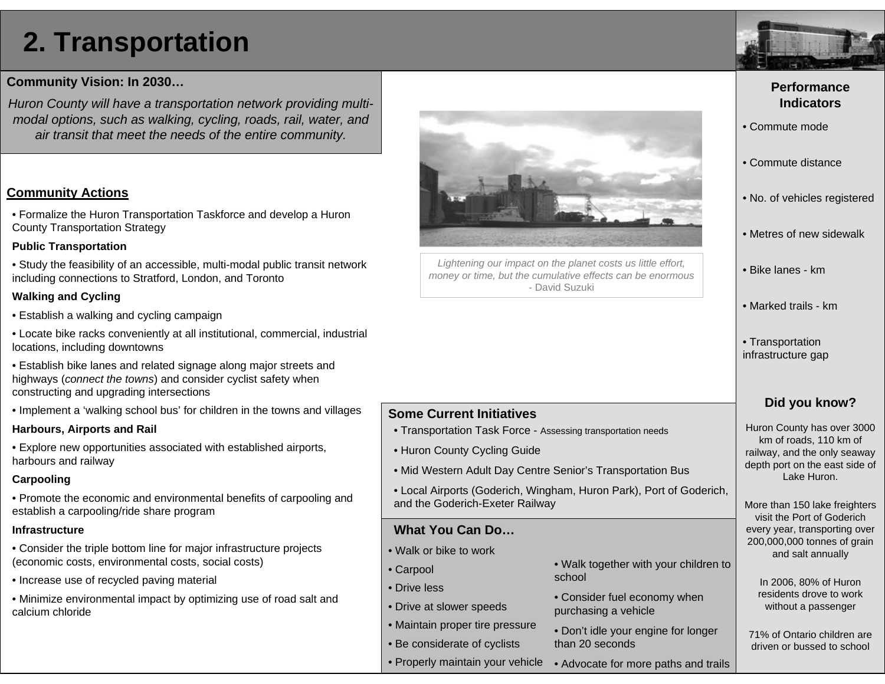# 2. Transportation

### Community Vision: In 2030…

*Huron County will have a transportation network providing multi-modal options, such as walking, cycling, roads, rail, water, and air transit that meet the needs of the entire community.*

## Community Actions

- Formalize the Huron Transportation Taskforce and develop a Huron County Transportation Strategy

**Public Transportation**

- Study the feasibility of an accessible, multi-modal public transit network including connections to Stratford, London, and Toronto

**Walking and Cycling**

- Establish a walking and cycling campaign
- Locate bike racks conveniently at all institutional, commercial, industrial locations, including downtowns
- Establish bike lanes and related signage along major streets and highways (*connect the towns*) and consider cyclist safety when constructing and upgrading intersections
- Implement a 'walking school bus' for children in the towns and villages

**Harbours, Airports and Rail**

- Explore new opportunities associated with established airports, harbours and railway

**Carpooling**

- Promote the economic and environmental benefits of carpooling and establish a carpooling/ride share program

**Infrastructure**

- Consider the triple bottom line for major infrastructure projects (economic costs, environmental costs, social costs)
- Increase use of recycled paving material
- Minimize environmental impact by optimizing use of road salt and calcium chloride

*Lightening our impact on the planet costs us little effort, money or time, but the cumulative effects can be enormous* - David Suzuki

### Some Current Initiatives

- Transportation Task Force - Assessing transportation needs
- Huron County Cycling Guide
- Mid Western Adult Day Centre Senior's Transportation Bus
- Local Airports (Goderich, Wingham, Huron Park), Port of Goderich, and the Goderich-Exeter Railway

### What You Can Do…

- Walk or bike to work
- Carpool
- Drive less
- Drive at slower speeds
- Maintain proper tire pressure
- Be considerate of cyclists
- Properly maintain your vehicle
- Walk together with your children to school
- Consider fuel economy when purchasing a vehicle
- Don't idle your engine for longer than 20 seconds
- Advocate for more paths and trails

### Performance Indicators

- Commute mode
- Commute distance
- No. of vehicles registered
- Metres of new sidewalk
- Bike lanes - km
- Marked trails - km
- Transportation infrastructure gap

### Did you know?

Huron County has over 3000 km of roads, 110 km of railway, and the only seaway depth port on the east side of Lake Huron.

More than 150 lake freighters visit the Port of Goderich every year, transporting over 200,000,000 tonnes of grain and salt annually

In 2006, 80% of Huron residents drove to work without a passenger

71% of Ontario children are driven or bussed to school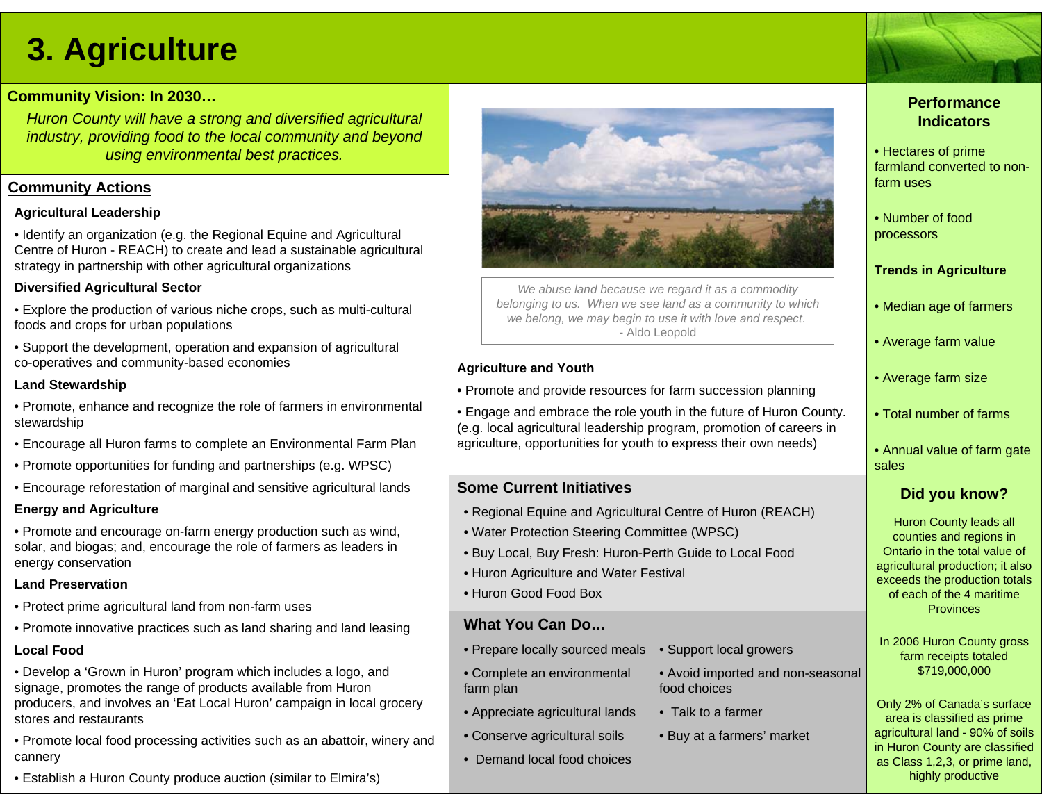# 3. Agriculture

**Community Vision: In 2030…**

*Huron County will have a strong and diversified agricultural industry, providing food to the local community and beyond using environmental best practices.*

## Community Actions

### Agricultural Leadership

- Identify an organization (e.g. the Regional Equine and Agricultural Centre of Huron - REACH) to create and lead a sustainable agricultural strategy in partnership with other agricultural organizations

### Diversified Agricultural Sector

- Explore the production of various niche crops, such as multi-cultural foods and crops for urban populations
- Support the development, operation and expansion of agricultural co-operatives and community-based economies

### Land Stewardship

- Promote, enhance and recognize the role of farmers in environmental stewardship
- Encourage all Huron farms to complete an Environmental Farm Plan
- Promote opportunities for funding and partnerships (e.g. WPSC)
- Encourage reforestation of marginal and sensitive agricultural lands

### Energy and Agriculture

- Promote and encourage on-farm energy production such as wind, solar, and biogas; and, encourage the role of farmers as leaders in energy conservation

### Land Preservation

- Protect prime agricultural land from non-farm uses
- Promote innovative practices such as land sharing and land leasing

### Local Food

- Develop a 'Grown in Huron' program which includes a logo, and signage, promotes the range of products available from Huron producers, and involves an 'Eat Local Huron' campaign in local grocery stores and restaurants
- Promote local food processing activities such as an abattoir, winery and cannery
- Establish a Huron County produce auction (similar to Elmira's)

*We abuse land because we regard it as a commodity belonging to us. When we see land as a community to which we belong, we may begin to use it with love and respect.*
- Aldo Leopold

### Agriculture and Youth

- Promote and provide resources for farm succession planning
- Engage and embrace the role youth in the future of Huron County. (e.g. local agricultural leadership program, promotion of careers in agriculture, opportunities for youth to express their own needs)

## Some Current Initiatives

- Regional Equine and Agricultural Centre of Huron (REACH)
- Water Protection Steering Committee (WPSC)
- Buy Local, Buy Fresh: Huron-Perth Guide to Local Food
- Huron Agriculture and Water Festival
- Huron Good Food Box

## What You Can Do…

- Prepare locally sourced meals
- Complete an environmental farm plan
- Appreciate agricultural lands
- Conserve agricultural soils
- Demand local food choices
- Support local growers
- Avoid imported and non-seasonal food choices
- Talk to a farmer
- Buy at a farmers' market

## Performance Indicators

- Hectares of prime farmland converted to non-farm uses
- Number of food processors

**Trends in Agriculture**

- Median age of farmers
- Average farm value
- Average farm size
- Total number of farms
- Annual value of farm gate sales

## Did you know?

Huron County leads all counties and regions in Ontario in the total value of agricultural production; it also exceeds the production totals of each of the 4 maritime Provinces

In 2006 Huron County gross farm receipts totaled $719,000,000

Only 2% of Canada's surface area is classified as prime agricultural land - 90% of soils in Huron County are classified as Class 1,2,3, or prime land, highly productive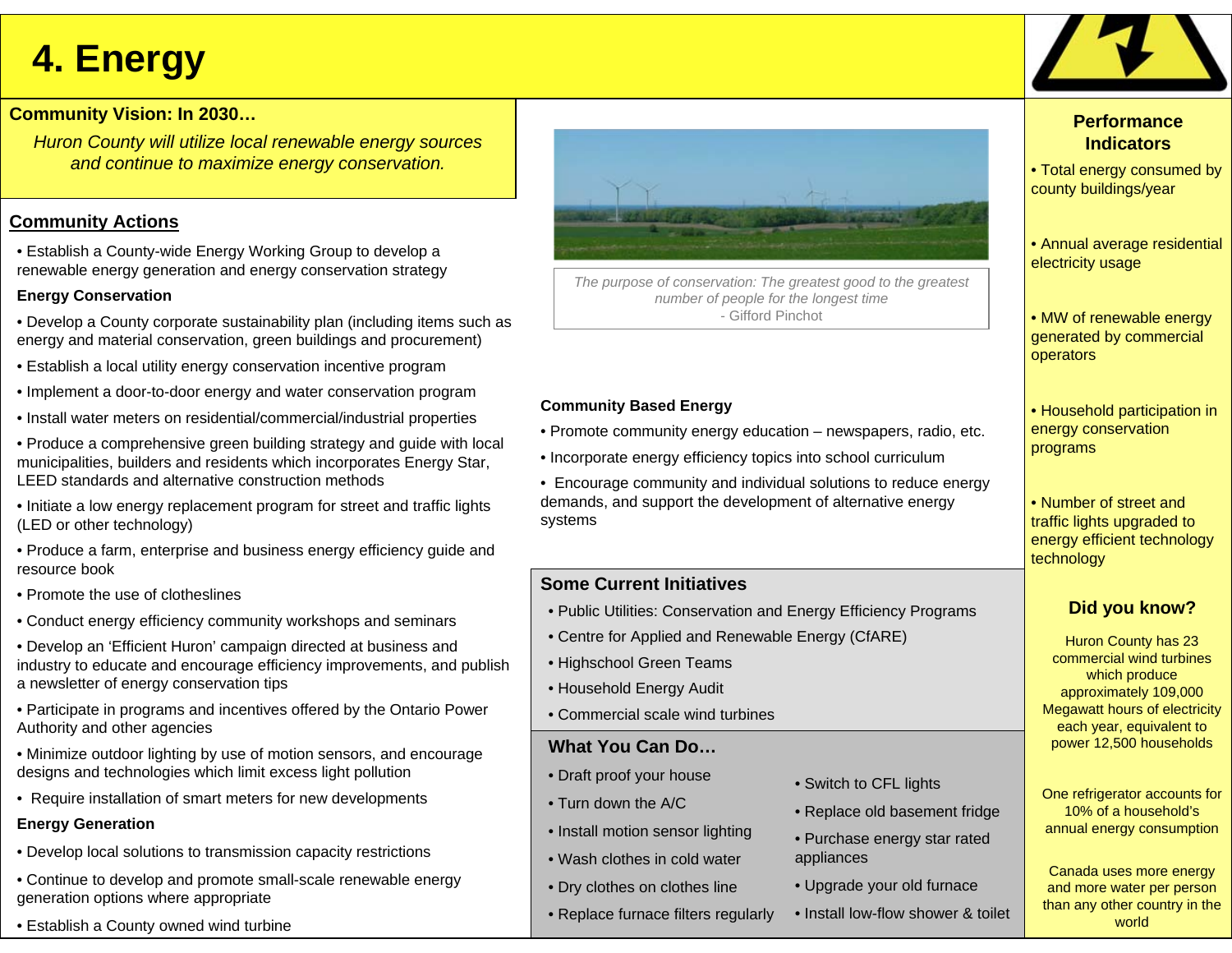# 4. Energy

**Community Vision: In 2030…**

*Huron County will utilize local renewable energy sources and continue to maximize energy conservation.*

## Community Actions

- Establish a County-wide Energy Working Group to develop a renewable energy generation and energy conservation strategy

**Energy Conservation**

- Develop a County corporate sustainability plan (including items such as energy and material conservation, green buildings and procurement)
- Establish a local utility energy conservation incentive program
- Implement a door-to-door energy and water conservation program
- Install water meters on residential/commercial/industrial properties
- Produce a comprehensive green building strategy and guide with local municipalities, builders and residents which incorporates Energy Star, LEED standards and alternative construction methods
- Initiate a low energy replacement program for street and traffic lights (LED or other technology)
- Produce a farm, enterprise and business energy efficiency guide and resource book
- Promote the use of clotheslines
- Conduct energy efficiency community workshops and seminars
- Develop an 'Efficient Huron' campaign directed at business and industry to educate and encourage efficiency improvements, and publish a newsletter of energy conservation tips
- Participate in programs and incentives offered by the Ontario Power Authority and other agencies
- Minimize outdoor lighting by use of motion sensors, and encourage designs and technologies which limit excess light pollution
- Require installation of smart meters for new developments

**Energy Generation**

- Develop local solutions to transmission capacity restrictions
- Continue to develop and promote small-scale renewable energy generation options where appropriate
- Establish a County owned wind turbine

*The purpose of conservation: The greatest good to the greatest number of people for the longest time*
*- Gifford Pinchot*

**Community Based Energy**

- Promote community energy education – newspapers, radio, etc.
- Incorporate energy efficiency topics into school curriculum
- Encourage community and individual solutions to reduce energy demands, and support the development of alternative energy systems

### Some Current Initiatives

- Public Utilities: Conservation and Energy Efficiency Programs
- Centre for Applied and Renewable Energy (CfARE)
- Highschool Green Teams
- Household Energy Audit
- Commercial scale wind turbines

### What You Can Do…

- Draft proof your house
- Turn down the A/C
- Install motion sensor lighting
- Wash clothes in cold water
- Dry clothes on clothes line
- Replace furnace filters regularly
- Switch to CFL lights
- Replace old basement fridge
- Purchase energy star rated appliances
- Upgrade your old furnace
- Install low-flow shower & toilet

### Performance Indicators

- Total energy consumed by county buildings/year
- Annual average residential electricity usage
- MW of renewable energy generated by commercial operators
- Household participation in energy conservation programs
- Number of street and traffic lights upgraded to energy efficient technology technology

### Did you know?

Huron County has 23 commercial wind turbines which produce approximately 109,000 Megawatt hours of electricity each year, equivalent to power 12,500 households

One refrigerator accounts for 10% of a household's annual energy consumption

Canada uses more energy and more water per person than any other country in the world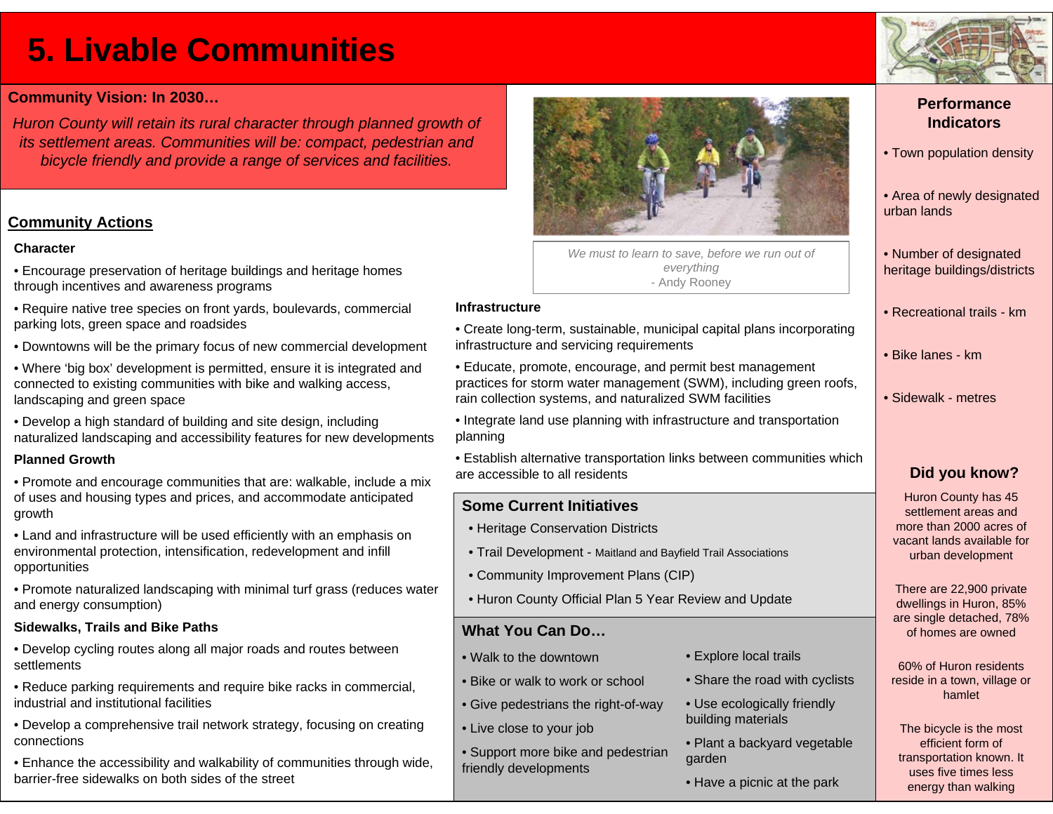# 5. Livable Communities

## Community Vision: In 2030…

*Huron County will retain its rural character through planned growth of its settlement areas. Communities will be: compact, pedestrian and bicycle friendly and provide a range of services and facilities.*

## Community Actions

### Character

- Encourage preservation of heritage buildings and heritage homes through incentives and awareness programs
- Require native tree species on front yards, boulevards, commercial parking lots, green space and roadsides
- Downtowns will be the primary focus of new commercial development
- Where 'big box' development is permitted, ensure it is integrated and connected to existing communities with bike and walking access, landscaping and green space
- Develop a high standard of building and site design, including naturalized landscaping and accessibility features for new developments

### Planned Growth

- Promote and encourage communities that are: walkable, include a mix of uses and housing types and prices, and accommodate anticipated growth
- Land and infrastructure will be used efficiently with an emphasis on environmental protection, intensification, redevelopment and infill opportunities
- Promote naturalized landscaping with minimal turf grass (reduces water and energy consumption)

### Sidewalks, Trails and Bike Paths

- Develop cycling routes along all major roads and routes between settlements
- Reduce parking requirements and require bike racks in commercial, industrial and institutional facilities
- Develop a comprehensive trail network strategy, focusing on creating connections
- Enhance the accessibility and walkability of communities through wide, barrier-free sidewalks on both sides of the street

*We must to learn to save, before we run out of everything*
*- Andy Rooney*

### Infrastructure

- Create long-term, sustainable, municipal capital plans incorporating infrastructure and servicing requirements
- Educate, promote, encourage, and permit best management practices for storm water management (SWM), including green roofs, rain collection systems, and naturalized SWM facilities
- Integrate land use planning with infrastructure and transportation planning
- Establish alternative transportation links between communities which are accessible to all residents

## Some Current Initiatives

- Heritage Conservation Districts
- Trail Development - Maitland and Bayfield Trail Associations
- Community Improvement Plans (CIP)
- Huron County Official Plan 5 Year Review and Update

## What You Can Do…

- Walk to the downtown
- Bike or walk to work or school
- Give pedestrians the right-of-way
- Live close to your job
- Support more bike and pedestrian friendly developments
- Explore local trails
- Share the road with cyclists
- Use ecologically friendly building materials
- Plant a backyard vegetable garden
- Have a picnic at the park

## Performance Indicators

- Town population density
- Area of newly designated urban lands
- Number of designated heritage buildings/districts
- Recreational trails - km
- Bike lanes - km
- Sidewalk - metres

## Did you know?

Huron County has 45 settlement areas and more than 2000 acres of vacant lands available for urban development

There are 22,900 private dwellings in Huron, 85% are single detached, 78% of homes are owned

60% of Huron residents reside in a town, village or hamlet

The bicycle is the most efficient form of transportation known. It uses five times less energy than walking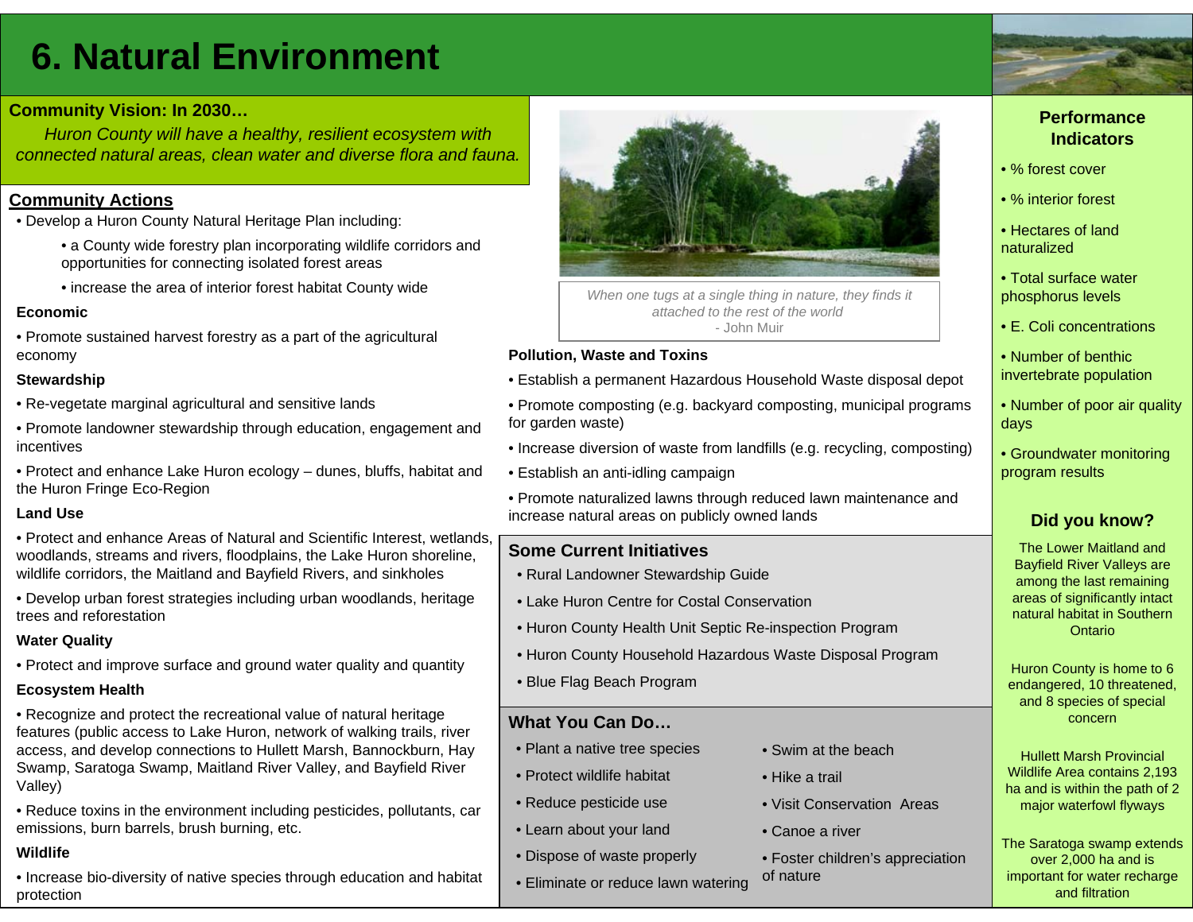# 6. Natural Environment

**Community Vision: In 2030…**

*Huron County will have a healthy, resilient ecosystem with connected natural areas, clean water and diverse flora and fauna.*

## Community Actions

- Develop a Huron County Natural Heritage Plan including:
    - a County wide forestry plan incorporating wildlife corridors and opportunities for connecting isolated forest areas
    - increase the area of interior forest habitat County wide

### Economic

- Promote sustained harvest forestry as a part of the agricultural economy

### Stewardship

- Re-vegetate marginal agricultural and sensitive lands
- Promote landowner stewardship through education, engagement and incentives
- Protect and enhance Lake Huron ecology – dunes, bluffs, habitat and the Huron Fringe Eco-Region

### Land Use

- Protect and enhance Areas of Natural and Scientific Interest, wetlands, woodlands, streams and rivers, floodplains, the Lake Huron shoreline, wildlife corridors, the Maitland and Bayfield Rivers, and sinkholes
- Develop urban forest strategies including urban woodlands, heritage trees and reforestation

### Water Quality

- Protect and improve surface and ground water quality and quantity

### Ecosystem Health

- Recognize and protect the recreational value of natural heritage features (public access to Lake Huron, network of walking trails, river access, and develop connections to Hullett Marsh, Bannockburn, Hay Swamp, Saratoga Swamp, Maitland River Valley, and Bayfield River Valley)
- Reduce toxins in the environment including pesticides, pollutants, car emissions, burn barrels, brush burning, etc.

### Wildlife

- Increase bio-diversity of native species through education and habitat protection

*When one tugs at a single thing in nature, they finds it attached to the rest of the world*
- John Muir

### Pollution, Waste and Toxins

- Establish a permanent Hazardous Household Waste disposal depot
- Promote composting (e.g. backyard composting, municipal programs for garden waste)
- Increase diversion of waste from landfills (e.g. recycling, composting)
- Establish an anti-idling campaign
- Promote naturalized lawns through reduced lawn maintenance and increase natural areas on publicly owned lands

## Some Current Initiatives

- Rural Landowner Stewardship Guide
- Lake Huron Centre for Costal Conservation
- Huron County Health Unit Septic Re-inspection Program
- Huron County Household Hazardous Waste Disposal Program
- Blue Flag Beach Program

## What You Can Do…

- Plant a native tree species
- Protect wildlife habitat
- Reduce pesticide use
- Learn about your land
- Dispose of waste properly
- Eliminate or reduce lawn watering
- Swim at the beach
- Hike a trail
- Visit Conservation Areas
- Canoe a river
- Foster children's appreciation of nature

## Performance Indicators

- % forest cover
- % interior forest
- Hectares of land naturalized
- Total surface water phosphorus levels
- E. Coli concentrations
- Number of benthic invertebrate population
- Number of poor air quality days
- Groundwater monitoring program results

## Did you know?

The Lower Maitland and Bayfield River Valleys are among the last remaining areas of significantly intact natural habitat in Southern Ontario

Huron County is home to 6 endangered, 10 threatened, and 8 species of special concern

Hullett Marsh Provincial Wildlife Area contains 2,193 ha and is within the path of 2 major waterfowl flyways

The Saratoga swamp extends over 2,000 ha and is important for water recharge and filtration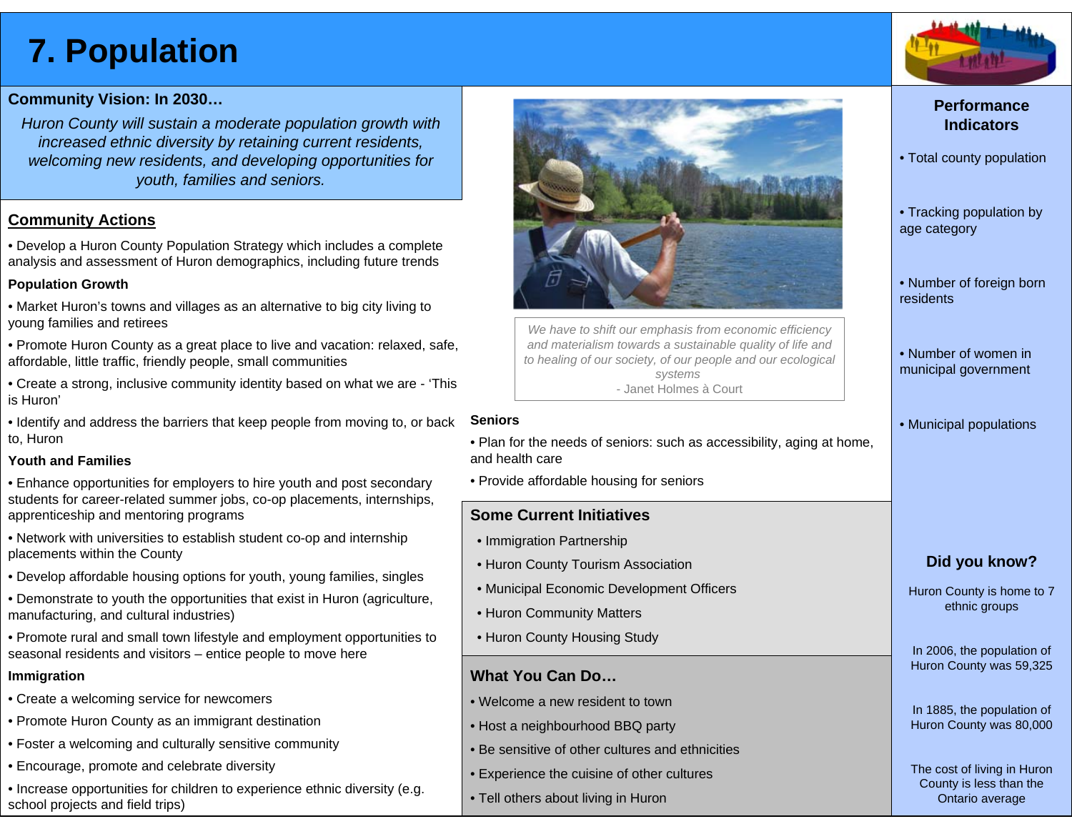# 7. Population

## Community Vision: In 2030…

*Huron County will sustain a moderate population growth with increased ethnic diversity by retaining current residents, welcoming new residents, and developing opportunities for youth, families and seniors.*

## Community Actions

- Develop a Huron County Population Strategy which includes a complete analysis and assessment of Huron demographics, including future trends

### Population Growth

- Market Huron's towns and villages as an alternative to big city living to young families and retirees
- Promote Huron County as a great place to live and vacation: relaxed, safe, affordable, little traffic, friendly people, small communities
- Create a strong, inclusive community identity based on what we are - 'This is Huron'
- Identify and address the barriers that keep people from moving to, or back to, Huron

### Youth and Families

- Enhance opportunities for employers to hire youth and post secondary students for career-related summer jobs, co-op placements, internships, apprenticeship and mentoring programs
- Network with universities to establish student co-op and internship placements within the County
- Develop affordable housing options for youth, young families, singles
- Demonstrate to youth the opportunities that exist in Huron (agriculture, manufacturing, and cultural industries)
- Promote rural and small town lifestyle and employment opportunities to seasonal residents and visitors – entice people to move here

### Immigration

- Create a welcoming service for newcomers
- Promote Huron County as an immigrant destination
- Foster a welcoming and culturally sensitive community
- Encourage, promote and celebrate diversity
- Increase opportunities for children to experience ethnic diversity (e.g. school projects and field trips)

*We have to shift our emphasis from economic efficiency and materialism towards a sustainable quality of life and to healing of our society, of our people and our ecological systems*
- Janet Holmes à Court

### Seniors

- Plan for the needs of seniors: such as accessibility, aging at home, and health care
- Provide affordable housing for seniors

## Some Current Initiatives

- Immigration Partnership
- Huron County Tourism Association
- Municipal Economic Development Officers
- Huron Community Matters
- Huron County Housing Study

## What You Can Do…

- Welcome a new resident to town
- Host a neighbourhood BBQ party
- Be sensitive of other cultures and ethnicities
- Experience the cuisine of other cultures
- Tell others about living in Huron

## Performance Indicators

- Total county population
- Tracking population by age category
- Number of foreign born residents
- Number of women in municipal government
- Municipal populations

## Did you know?

Huron County is home to 7 ethnic groups

In 2006, the population of Huron County was 59,325

In 1885, the population of Huron County was 80,000

The cost of living in Huron County is less than the Ontario average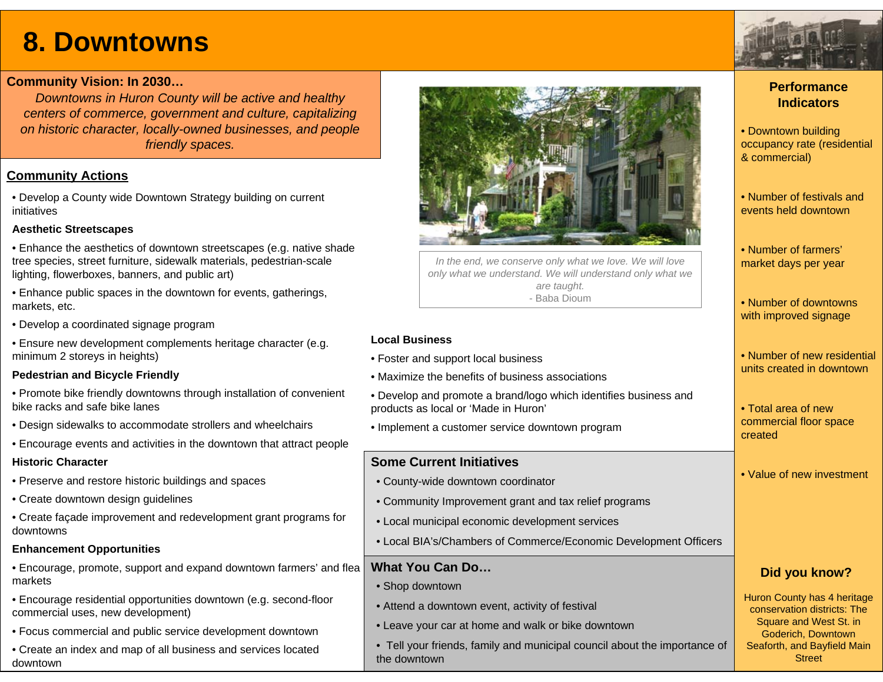# 8. Downtowns

**Community Vision: In 2030…**

*Downtowns in Huron County will be active and healthy centers of commerce, government and culture, capitalizing on historic character, locally-owned businesses, and people friendly spaces.*

## Community Actions

- Develop a County wide Downtown Strategy building on current initiatives

### Aesthetic Streetscapes

- Enhance the aesthetics of downtown streetscapes (e.g. native shade tree species, street furniture, sidewalk materials, pedestrian-scale lighting, flowerboxes, banners, and public art)
- Enhance public spaces in the downtown for events, gatherings, markets, etc.
- Develop a coordinated signage program
- Ensure new development complements heritage character (e.g. minimum 2 storeys in heights)

### Pedestrian and Bicycle Friendly

- Promote bike friendly downtowns through installation of convenient bike racks and safe bike lanes
- Design sidewalks to accommodate strollers and wheelchairs
- Encourage events and activities in the downtown that attract people

### Historic Character

- Preserve and restore historic buildings and spaces
- Create downtown design guidelines
- Create façade improvement and redevelopment grant programs for downtowns

### Enhancement Opportunities

- Encourage, promote, support and expand downtown farmers' and flea markets
- Encourage residential opportunities downtown (e.g. second-floor commercial uses, new development)
- Focus commercial and public service development downtown
- Create an index and map of all business and services located downtown

*In the end, we conserve only what we love. We will love only what we understand. We will understand only what we are taught.*
- Baba Dioum

### Local Business

- Foster and support local business
- Maximize the benefits of business associations
- Develop and promote a brand/logo which identifies business and products as local or 'Made in Huron'
- Implement a customer service downtown program

## Some Current Initiatives

- County-wide downtown coordinator
- Community Improvement grant and tax relief programs
- Local municipal economic development services
- Local BIA's/Chambers of Commerce/Economic Development Officers

## What You Can Do…

- Shop downtown
- Attend a downtown event, activity of festival
- Leave your car at home and walk or bike downtown
- Tell your friends, family and municipal council about the importance of the downtown

## Performance Indicators

- Downtown building occupancy rate (residential & commercial)
- Number of festivals and events held downtown
- Number of farmers' market days per year
- Number of downtowns with improved signage
- Number of new residential units created in downtown
- Total area of new commercial floor space created
- Value of new investment

## Did you know?

Huron County has 4 heritage conservation districts: The Square and West St. in Goderich, Downtown Seaforth, and Bayfield Main Street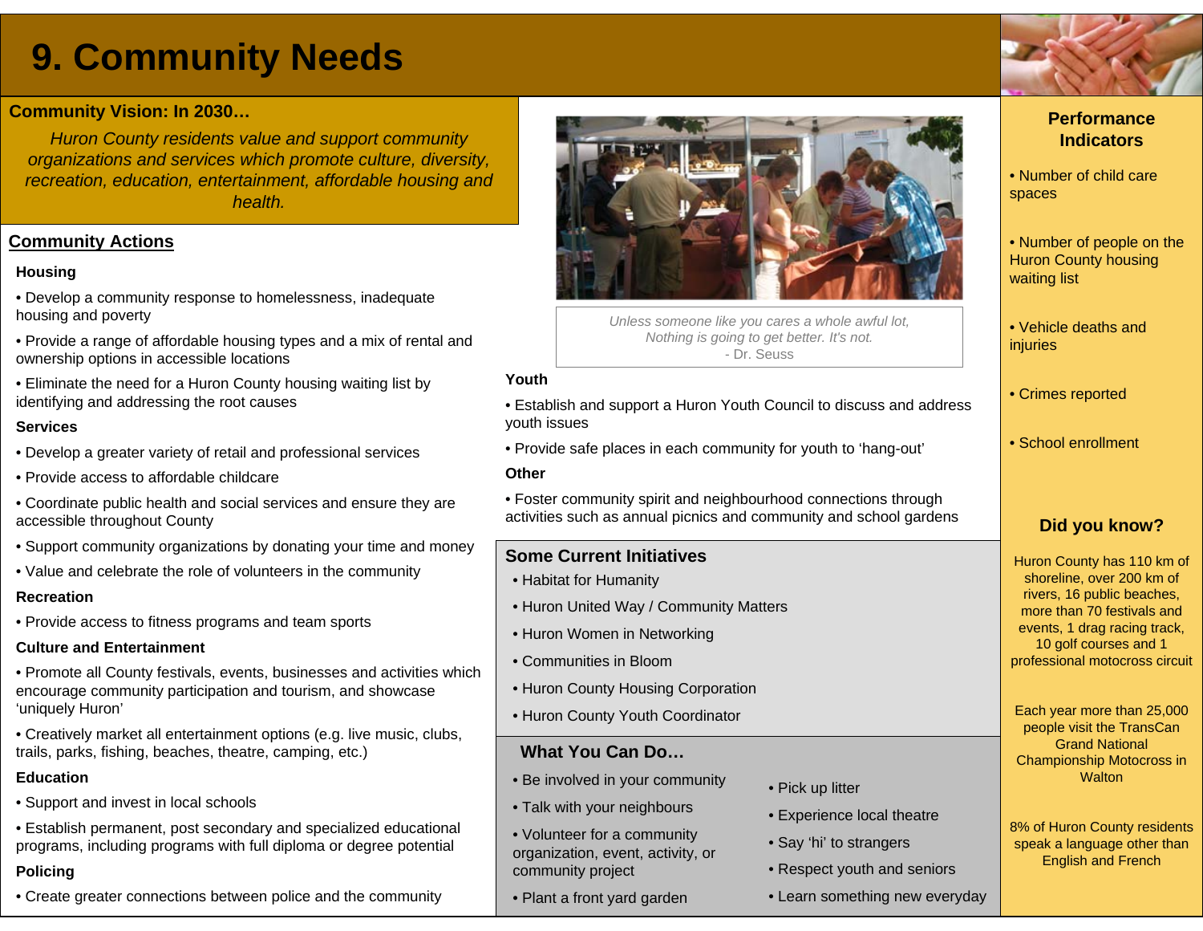# 9. Community Needs

## Community Vision: In 2030…

*Huron County residents value and support community organizations and services which promote culture, diversity, recreation, education, entertainment, affordable housing and health.*

## Community Actions

### Housing

- Develop a community response to homelessness, inadequate housing and poverty
- Provide a range of affordable housing types and a mix of rental and ownership options in accessible locations
- Eliminate the need for a Huron County housing waiting list by identifying and addressing the root causes

### Services

- Develop a greater variety of retail and professional services
- Provide access to affordable childcare
- Coordinate public health and social services and ensure they are accessible throughout County
- Support community organizations by donating your time and money
- Value and celebrate the role of volunteers in the community

### Recreation

- Provide access to fitness programs and team sports

### Culture and Entertainment

- Promote all County festivals, events, businesses and activities which encourage community participation and tourism, and showcase 'uniquely Huron'
- Creatively market all entertainment options (e.g. live music, clubs, trails, parks, fishing, beaches, theatre, camping, etc.)

### Education

- Support and invest in local schools
- Establish permanent, post secondary and specialized educational programs, including programs with full diploma or degree potential

### Policing

- Create greater connections between police and the community

*Unless someone like you cares a whole awful lot, Nothing is going to get better. It's not.*
- Dr. Seuss

### Youth

- Establish and support a Huron Youth Council to discuss and address youth issues
- Provide safe places in each community for youth to 'hang-out'

### Other

- Foster community spirit and neighbourhood connections through activities such as annual picnics and community and school gardens

## Some Current Initiatives

- Habitat for Humanity
- Huron United Way / Community Matters
- Huron Women in Networking
- Communities in Bloom
- Huron County Housing Corporation
- Huron County Youth Coordinator

## What You Can Do…

- Be involved in your community
- Talk with your neighbours
- Volunteer for a community organization, event, activity, or community project
- Plant a front yard garden
- Pick up litter
- Experience local theatre
- Say 'hi' to strangers
- Respect youth and seniors
- Learn something new everyday

## Performance Indicators

- Number of child care spaces
- Number of people on the Huron County housing waiting list
- Vehicle deaths and injuries
- Crimes reported
- School enrollment

## Did you know?

Huron County has 110 km of shoreline, over 200 km of rivers, 16 public beaches, more than 70 festivals and events, 1 drag racing track, 10 golf courses and 1 professional motocross circuit

Each year more than 25,000 people visit the TransCan Grand National Championship Motocross in Walton

8% of Huron County residents speak a language other than English and French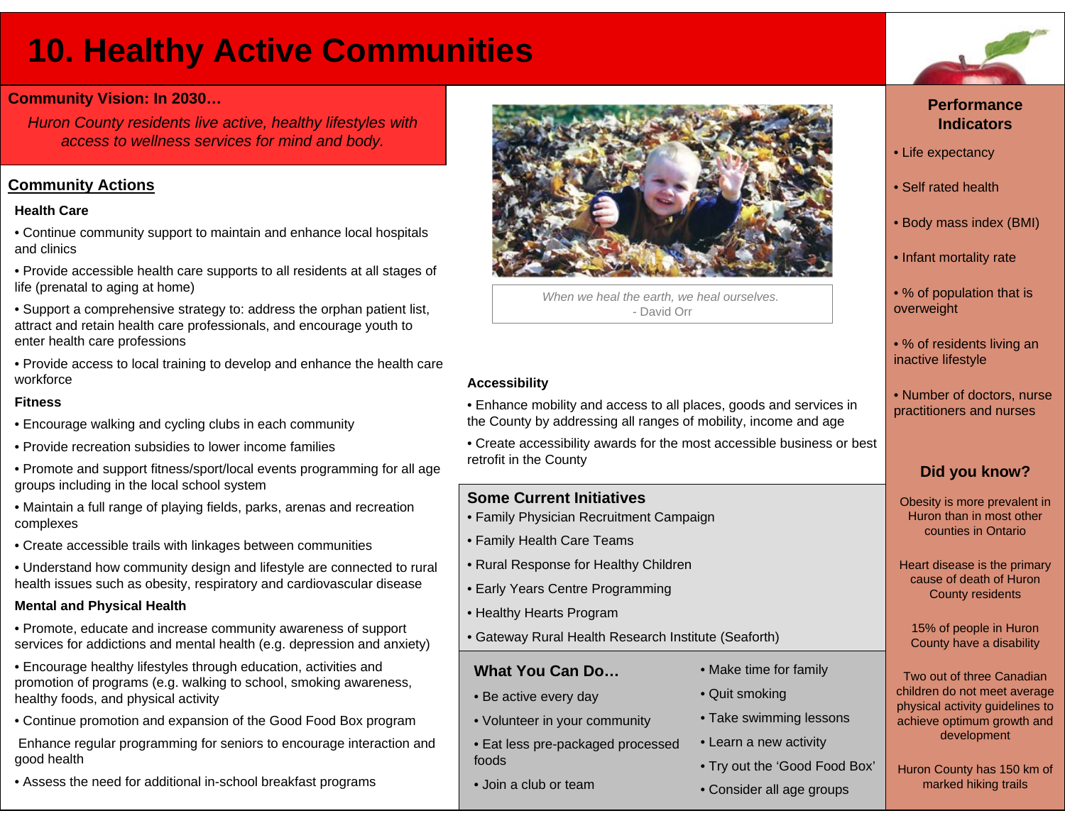# 10. Healthy Active Communities

**Community Vision: In 2030…**

*Huron County residents live active, healthy lifestyles with access to wellness services for mind and body.*

## Community Actions

### Health Care

- Continue community support to maintain and enhance local hospitals and clinics
- Provide accessible health care supports to all residents at all stages of life (prenatal to aging at home)
- Support a comprehensive strategy to: address the orphan patient list, attract and retain health care professionals, and encourage youth to enter health care professions
- Provide access to local training to develop and enhance the health care workforce

### Fitness

- Encourage walking and cycling clubs in each community
- Provide recreation subsidies to lower income families
- Promote and support fitness/sport/local events programming for all age groups including in the local school system
- Maintain a full range of playing fields, parks, arenas and recreation complexes
- Create accessible trails with linkages between communities
- Understand how community design and lifestyle are connected to rural health issues such as obesity, respiratory and cardiovascular disease

### Mental and Physical Health

- Promote, educate and increase community awareness of support services for addictions and mental health (e.g. depression and anxiety)
- Encourage healthy lifestyles through education, activities and promotion of programs (e.g. walking to school, smoking awareness, healthy foods, and physical activity
- Continue promotion and expansion of the Good Food Box program

Enhance regular programming for seniors to encourage interaction and good health

- Assess the need for additional in-school breakfast programs

*When we heal the earth, we heal ourselves.*
- David Orr

### Accessibility

- Enhance mobility and access to all places, goods and services in the County by addressing all ranges of mobility, income and age
- Create accessibility awards for the most accessible business or best retrofit in the County

## Some Current Initiatives

- Family Physician Recruitment Campaign
- Family Health Care Teams
- Rural Response for Healthy Children
- Early Years Centre Programming
- Healthy Hearts Program
- Gateway Rural Health Research Institute (Seaforth)

## What You Can Do…

- Be active every day
- Volunteer in your community
- Eat less pre-packaged processed foods
- Join a club or team
- Make time for family
- Quit smoking
- Take swimming lessons
- Learn a new activity
- Try out the 'Good Food Box'
- Consider all age groups

## Performance Indicators

- Life expectancy
- Self rated health
- Body mass index (BMI)
- Infant mortality rate
- % of population that is overweight
- % of residents living an inactive lifestyle
- Number of doctors, nurse practitioners and nurses

## Did you know?

Obesity is more prevalent in Huron than in most other counties in Ontario

Heart disease is the primary cause of death of Huron County residents

15% of people in Huron County have a disability

Two out of three Canadian children do not meet average physical activity guidelines to achieve optimum growth and development

Huron County has 150 km of marked hiking trails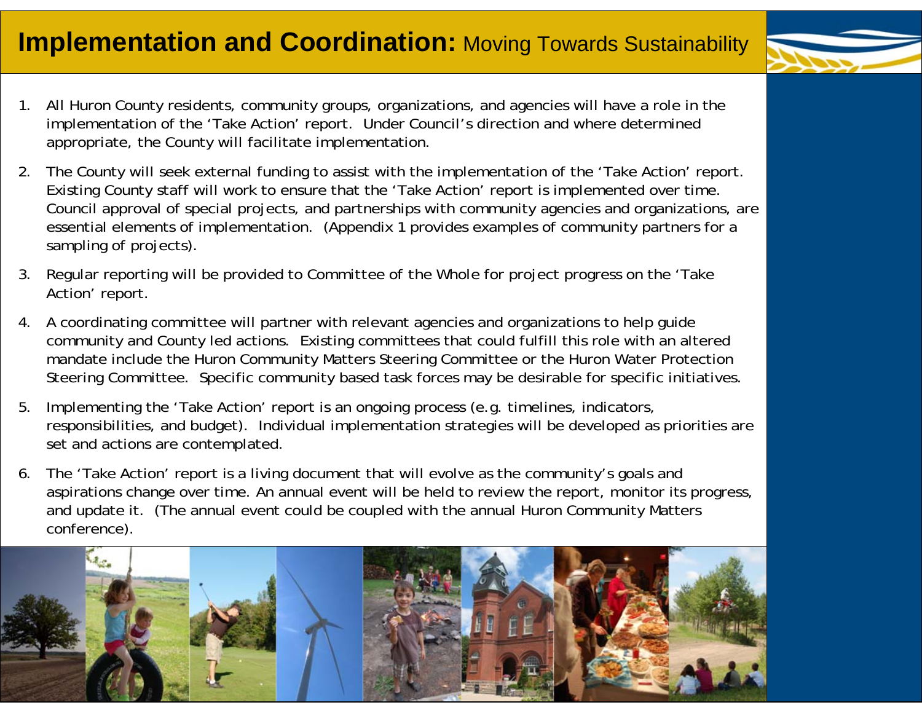# **Implementation and Coordination:** Moving Towards Sustainability

1. All Huron County residents, community groups, organizations, and agencies will have a role in the implementation of the 'Take Action' report. Under Council's direction and where determined appropriate, the County will facilitate implementation.
2. The County will seek external funding to assist with the implementation of the 'Take Action' report. Existing County staff will work to ensure that the 'Take Action' report is implemented over time. Council approval of special projects, and partnerships with community agencies and organizations, are essential elements of implementation. (Appendix 1 provides examples of community partners for a sampling of projects).
3. Regular reporting will be provided to Committee of the Whole for project progress on the 'Take Action' report.
4. A coordinating committee will partner with relevant agencies and organizations to help guide community and County led actions. Existing committees that could fulfill this role with an altered mandate include the Huron Community Matters Steering Committee or the Huron Water Protection Steering Committee. Specific community based task forces may be desirable for specific initiatives.
5. Implementing the 'Take Action' report is an ongoing process (e.g. timelines, indicators, responsibilities, and budget). Individual implementation strategies will be developed as priorities are set and actions are contemplated.
6. The 'Take Action' report is a living document that will evolve as the community's goals and aspirations change over time. An annual event will be held to review the report, monitor its progress, and update it. (The annual event could be coupled with the annual Huron Community Matters conference).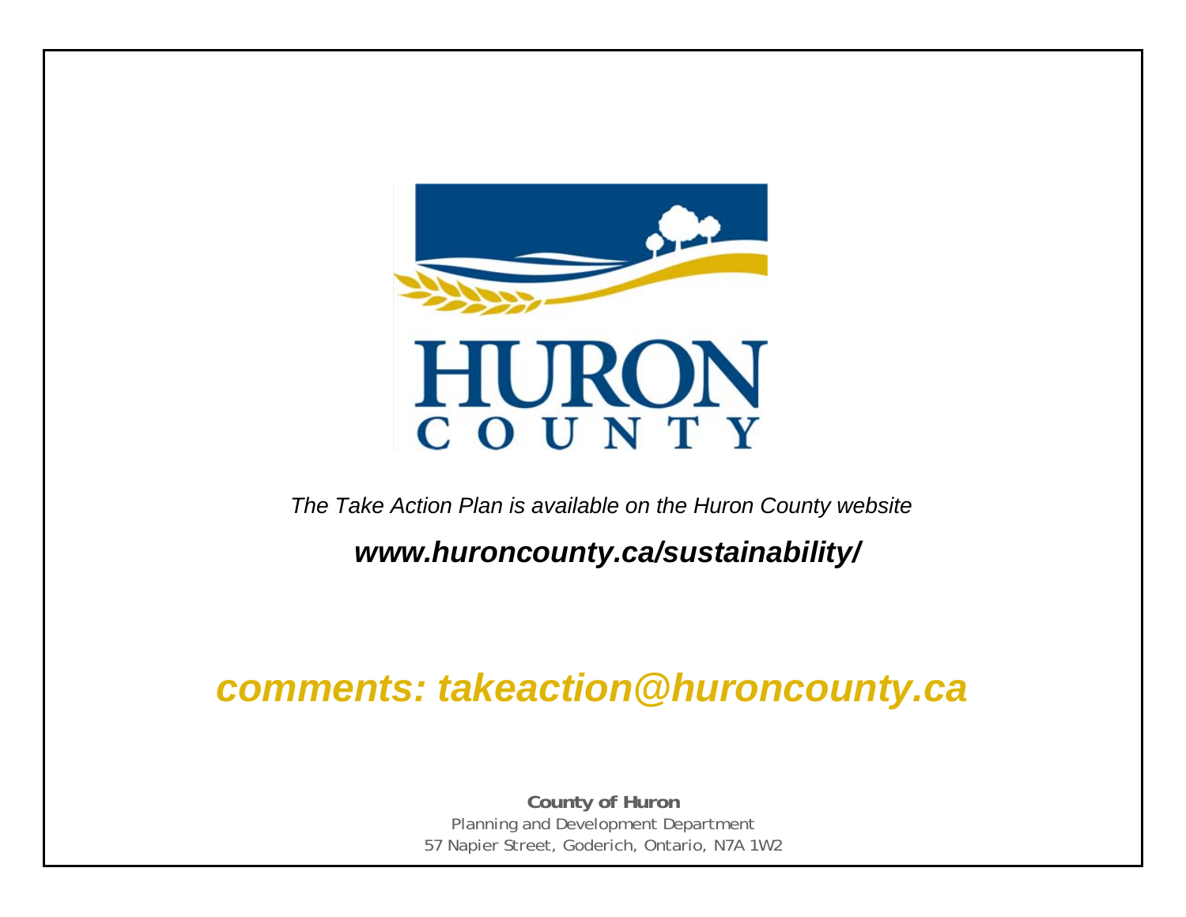HURON COUNTY

*The Take Action Plan is available on the Huron County website*

***www.huroncounty.ca/sustainability/***

***comments: takeaction@huroncounty.ca***

**County of Huron**
Planning and Development Department
57 Napier Street, Goderich, Ontario, N7A 1W2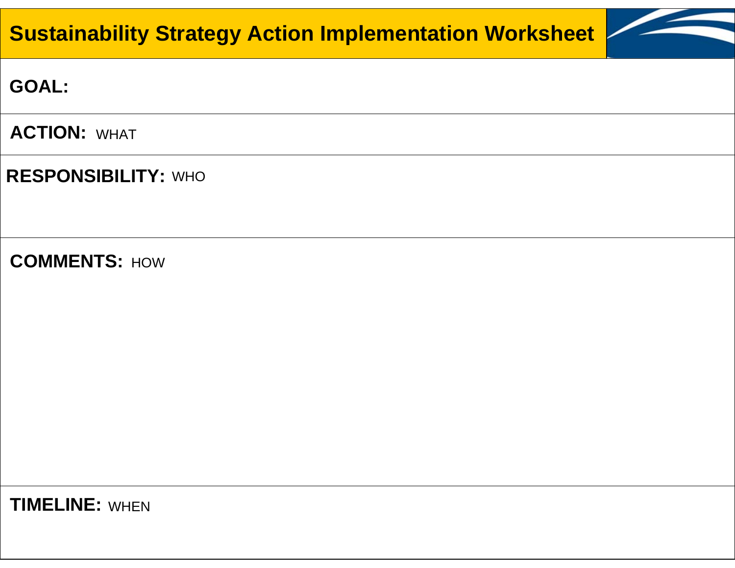# Sustainability Strategy Action Implementation Worksheet

**GOAL:**

**ACTION:** WHAT

**RESPONSIBILITY:** WHO

**COMMENTS:** HOW

**TIMELINE:** WHEN